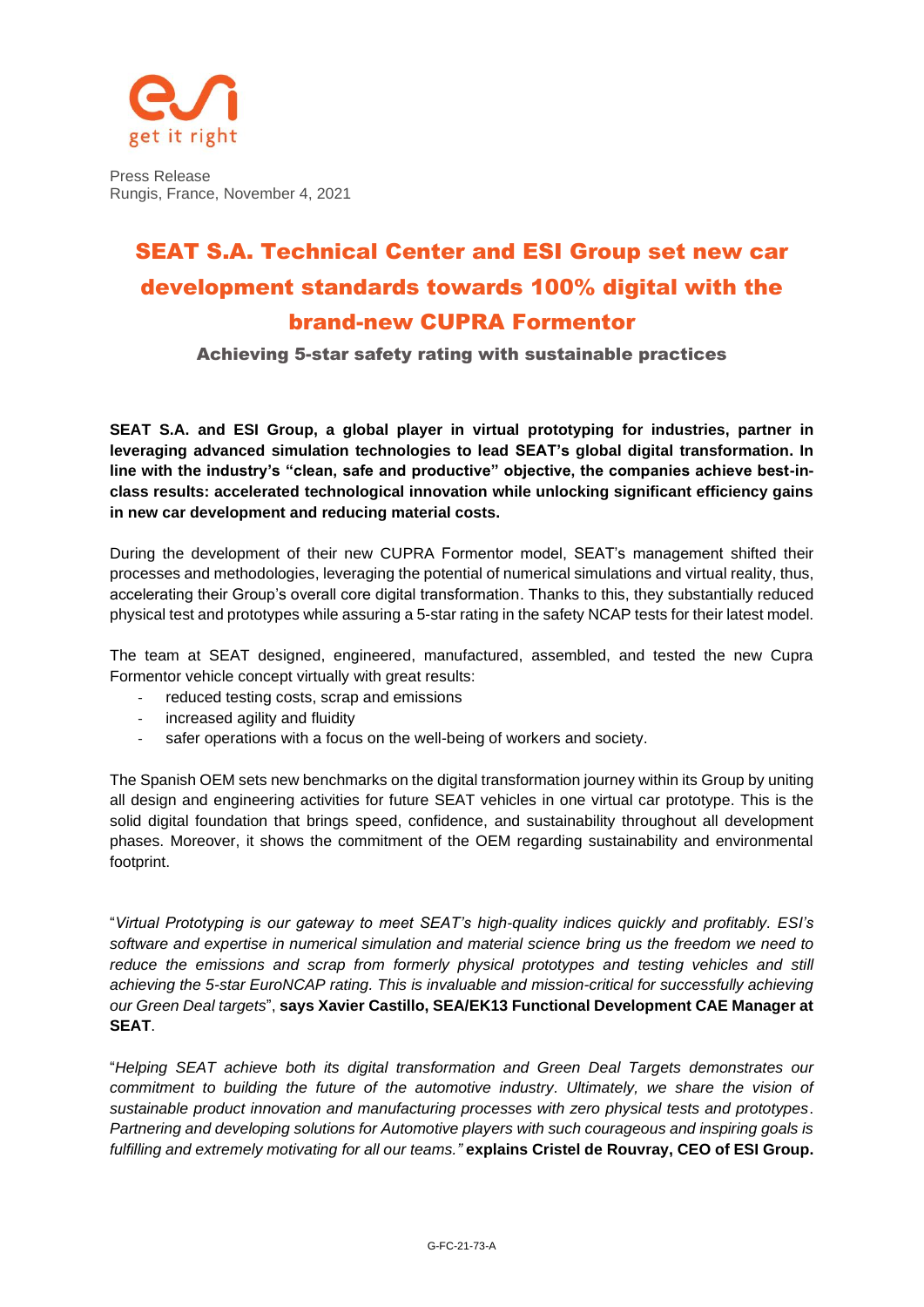get it right

Press Release
Rungis, France, November 4, 2021

# SEAT S.A. Technical Center and ESI Group set new car development standards towards 100% digital with the brand-new CUPRA Formentor

## Achieving 5-star safety rating with sustainable practices

**SEAT S.A. and ESI Group, a global player in virtual prototyping for industries, partner in leveraging advanced simulation technologies to lead SEAT's global digital transformation. In line with the industry's "clean, safe and productive" objective, the companies achieve best-in-class results: accelerated technological innovation while unlocking significant efficiency gains in new car development and reducing material costs.**

During the development of their new CUPRA Formentor model, SEAT's management shifted their processes and methodologies, leveraging the potential of numerical simulations and virtual reality, thus, accelerating their Group's overall core digital transformation. Thanks to this, they substantially reduced physical test and prototypes while assuring a 5-star rating in the safety NCAP tests for their latest model.

The team at SEAT designed, engineered, manufactured, assembled, and tested the new Cupra Formentor vehicle concept virtually with great results:

- reduced testing costs, scrap and emissions
- increased agility and fluidity
- safer operations with a focus on the well-being of workers and society.

The Spanish OEM sets new benchmarks on the digital transformation journey within its Group by uniting all design and engineering activities for future SEAT vehicles in one virtual car prototype. This is the solid digital foundation that brings speed, confidence, and sustainability throughout all development phases. Moreover, it shows the commitment of the OEM regarding sustainability and environmental footprint.

"*Virtual Prototyping is our gateway to meet SEAT's high-quality indices quickly and profitably. ESI's software and expertise in numerical simulation and material science bring us the freedom we need to reduce the emissions and scrap from formerly physical prototypes and testing vehicles and still achieving the 5-star EuroNCAP rating. This is invaluable and mission-critical for successfully achieving our Green Deal targets*", **says Xavier Castillo, SEA/EK13 Functional Development CAE Manager at SEAT**.

"*Helping SEAT achieve both its digital transformation and Green Deal Targets demonstrates our commitment to building the future of the automotive industry. Ultimately, we share the vision of sustainable product innovation and manufacturing processes with zero physical tests and prototypes. Partnering and developing solutions for Automotive players with such courageous and inspiring goals is fulfilling and extremely motivating for all our teams."* **explains Cristel de Rouvray, CEO of ESI Group.**

G-FC-21-73-A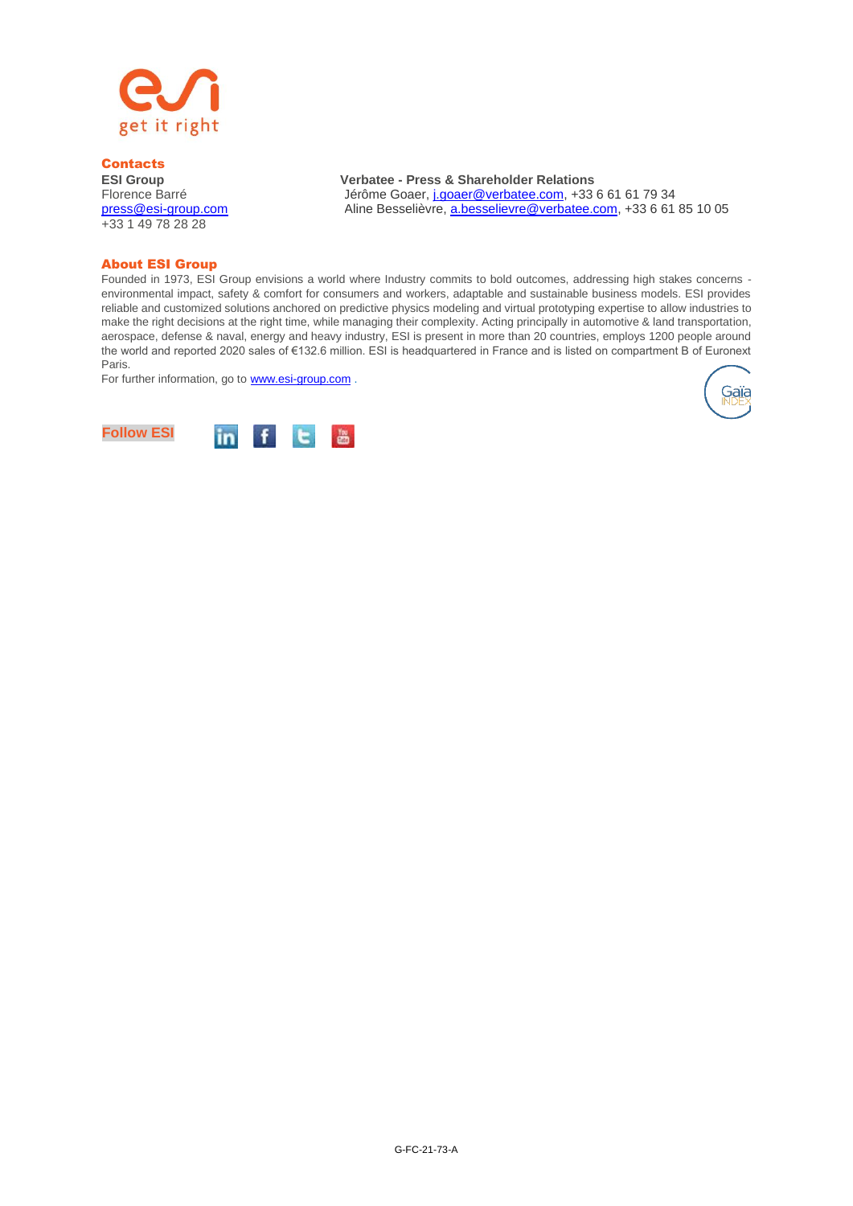## Contacts

**ESI Group**
Florence Barré
press@esi-group.com
+33 1 49 78 28 28

**Verbatee - Press & Shareholder Relations**
Jérôme Goaer, j.goaer@verbatee.com, +33 6 61 61 79 34
Aline Besselièvre, a.besselievre@verbatee.com, +33 6 61 85 10 05

## About ESI Group

Founded in 1973, ESI Group envisions a world where Industry commits to bold outcomes, addressing high stakes concerns - environmental impact, safety & comfort for consumers and workers, adaptable and sustainable business models. ESI provides reliable and customized solutions anchored on predictive physics modeling and virtual prototyping expertise to allow industries to make the right decisions at the right time, while managing their complexity. Acting principally in automotive & land transportation, aerospace, defense & naval, energy and heavy industry, ESI is present in more than 20 countries, employs 1200 people around the world and reported 2020 sales of €132.6 million. ESI is headquartered in France and is listed on compartment B of Euronext Paris.

For further information, go to www.esi-group.com .

**Follow ESI**

G-FC-21-73-A